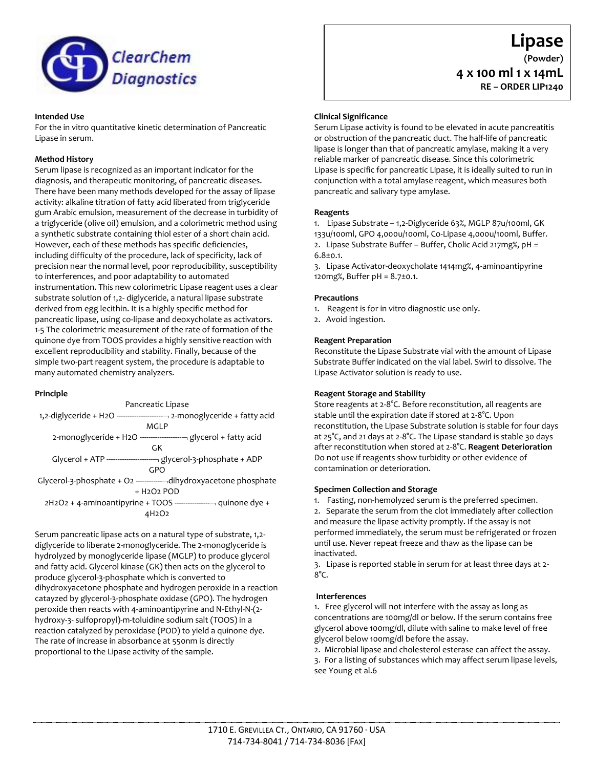# Lipase

**(Powder)**

**4 x 100 ml 1 x 14mL**

**RE – ORDER LIP1240**

ClearChem Diagnostics

### Intended Use

For the in vitro quantitative kinetic determination of Pancreatic Lipase in serum.

### Method History

Serum lipase is recognized as an important indicator for the diagnosis, and therapeutic monitoring, of pancreatic diseases. There have been many methods developed for the assay of lipase activity: alkaline titration of fatty acid liberated from triglyceride gum Arabic emulsion, measurement of the decrease in turbidity of a triglyceride (olive oil) emulsion, and a colorimetric method using a synthetic substrate containing thiol ester of a short chain acid. However, each of these methods has specific deficiencies, including difficulty of the procedure, lack of specificity, lack of precision near the normal level, poor reproducibility, susceptibility to interferences, and poor adaptability to automated instrumentation. This new colorimetric Lipase reagent uses a clear substrate solution of 1,2- diglyceride, a natural lipase substrate derived from egg lecithin. It is a highly specific method for pancreatic lipase, using co-lipase and deoxycholate as activators. 1-5 The colorimetric measurement of the rate of formation of the quinone dye from TOOS provides a highly sensitive reaction with excellent reproducibility and stability. Finally, because of the simple two-part reagent system, the procedure is adaptable to many automated chemistry analyzers.

### Principle

Pancreatic Lipase

1,2-diglyceride + $H_2O$ ⟶ 2-monoglyceride + fatty acid

MGLP

2-monoglyceride + $H_2O$ ⟶ glycerol + fatty acid

GK

Glycerol + ATP ⟶ glycerol-3-phosphate + ADP

GPO

Glycerol-3-phosphate + $O_2$ ⟶ dihydroxyacetone phosphate + $H_2O_2$ POD

$2H_2O_2$ + 4-aminoantipyrine + TOOS ⟶ quinone dye + $4H_2O_2$

Serum pancreatic lipase acts on a natural type of substrate, 1,2-diglyceride to liberate 2-monoglyceride. The 2-monoglyceride is hydrolyzed by monoglyceride lipase (MGLP) to produce glycerol and fatty acid. Glycerol kinase (GK) then acts on the glycerol to produce glycerol-3-phosphate which is converted to dihydroxyacetone phosphate and hydrogen peroxide in a reaction catayzed by glycerol-3-phosphate oxidase (GPO). The hydrogen peroxide then reacts with 4-aminoantipyrine and N-Ethyl-N-(2-hydroxy-3- sulfopropyl)-m-toluidine sodium salt (TOOS) in a reaction catalyzed by peroxidase (POD) to yield a quinone dye. The rate of increase in absorbance at 550nm is directly proportional to the Lipase activity of the sample.

### Clinical Significance

Serum Lipase activity is found to be elevated in acute pancreatitis or obstruction of the pancreatic duct. The half-life of pancreatic lipase is longer than that of pancreatic amylase, making it a very reliable marker of pancreatic disease. Since this colorimetric Lipase is specific for pancreatic Lipase, it is ideally suited to run in conjunction with a total amylase reagent, which measures both pancreatic and salivary type amylase.

### Reagents

1. Lipase Substrate – 1,2-Diglyceride 63%, MGLP 87u/100ml, GK 133u/100ml, GPO 4,000u/100ml, Co-Lipase 4,000u/100ml, Buffer.
2. Lipase Substrate Buffer – Buffer, Cholic Acid 217mg%, pH = 6.8±0.1.
3. Lipase Activator-deoxycholate 1414mg%, 4-aminoantipyrine 120mg%, Buffer pH = 8.7±0.1.

### Precautions

1. Reagent is for in vitro diagnostic use only.
2. Avoid ingestion.

### Reagent Preparation

Reconstitute the Lipase Substrate vial with the amount of Lipase Substrate Buffer indicated on the vial label. Swirl to dissolve. The Lipase Activator solution is ready to use.

### Reagent Storage and Stability

Store reagents at 2-8°C. Before reconstitution, all reagents are stable until the expiration date if stored at 2-8°C. Upon reconstitution, the Lipase Substrate solution is stable for four days at 25°C, and 21 days at 2-8°C. The Lipase standard is stable 30 days after reconstitution when stored at 2-8°C. **Reagent Deterioration** Do not use if reagents show turbidity or other evidence of contamination or deterioration.

### Specimen Collection and Storage

1. Fasting, non-hemolyzed serum is the preferred specimen.
2. Separate the serum from the clot immediately after collection and measure the lipase activity promptly. If the assay is not performed immediately, the serum must be refrigerated or frozen until use. Never repeat freeze and thaw as the lipase can be inactivated.
3. Lipase is reported stable in serum for at least three days at 2-8°C.

### Interferences

1. Free glycerol will not interfere with the assay as long as concentrations are 100mg/dl or below. If the serum contains free glycerol above 100mg/dl, dilute with saline to make level of free glycerol below 100mg/dl before the assay.
2. Microbial lipase and cholesterol esterase can affect the assay.
3. For a listing of substances which may affect serum lipase levels, see Young et al.6

1710 E. Grevillea Ct., Ontario, CA 91760 · USA
714-734-8041 / 714-734-8036 [Fax]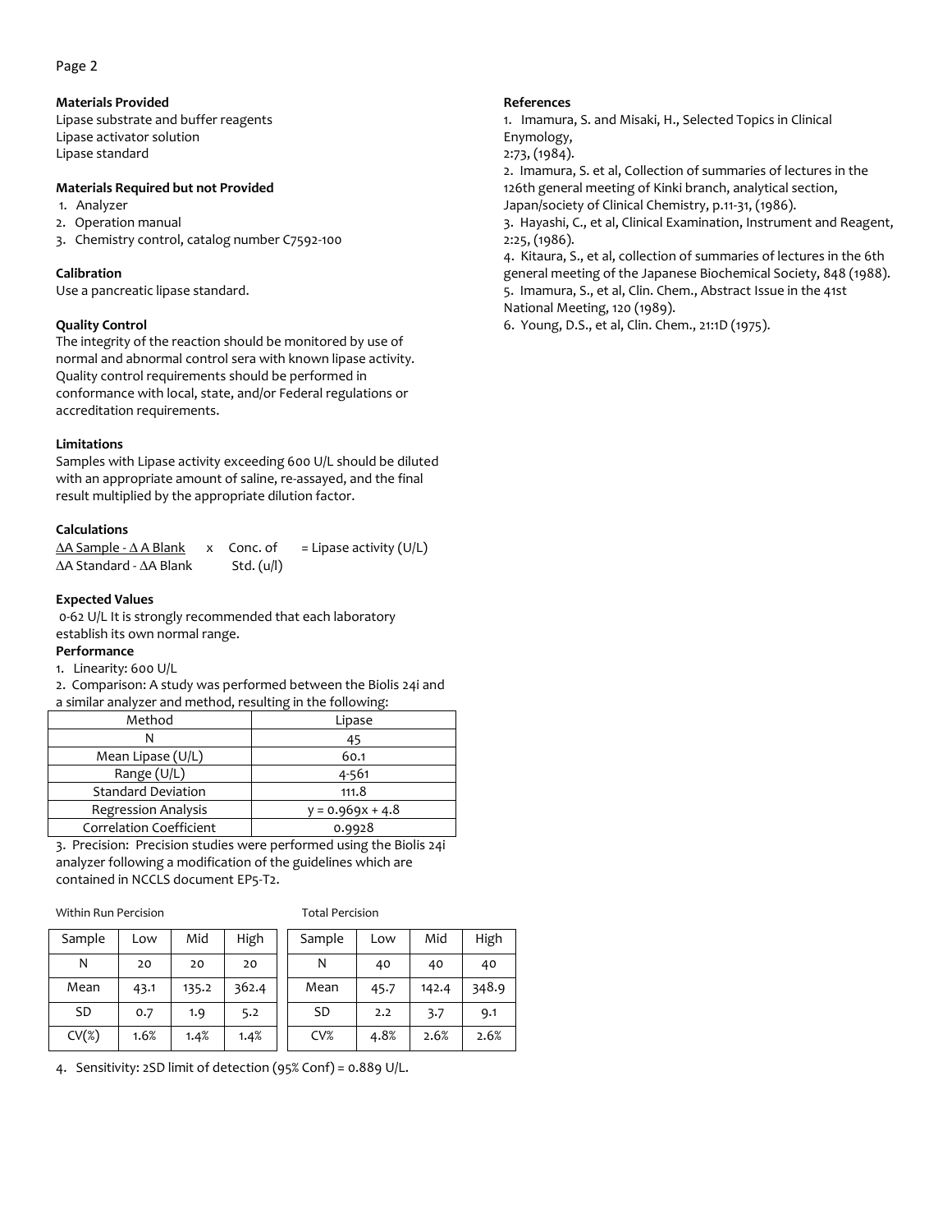### Materials Provided

Lipase substrate and buffer reagents
Lipase activator solution
Lipase standard

### Materials Required but not Provided

1. Analyzer
2. Operation manual
3. Chemistry control, catalog number C7592-100

### Calibration

Use a pancreatic lipase standard.

### Quality Control

The integrity of the reaction should be monitored by use of normal and abnormal control sera with known lipase activity. Quality control requirements should be performed in conformance with local, state, and/or Federal regulations or accreditation requirements.

### Limitations

Samples with Lipase activity exceeding 600 U/L should be diluted with an appropriate amount of saline, re-assayed, and the final result multiplied by the appropriate dilution factor.

### Calculations

$$\frac{\Delta A \text{ Sample} - \Delta A \text{ Blank}}{\Delta A \text{ Standard} - \Delta A \text{ Blank}} \times \text{Conc. of Std. (u/l)} = \text{Lipase activity (U/L)}$$

### Expected Values

0-62 U/L It is strongly recommended that each laboratory establish its own normal range.

### Performance

1. Linearity: 600 U/L
2. Comparison: A study was performed between the Biolis 24i and a similar analyzer and method, resulting in the following:

| Method | Lipase |
|---|---|
| N | 45 |
| Mean Lipase (U/L) | 60.1 |
| Range (U/L) | 4-561 |
| Standard Deviation | 111.8 |
| Regression Analysis | y = 0.969x + 4.8 |
| Correlation Coefficient | 0.9928 |

3. Precision: Precision studies were performed using the Biolis 24i analyzer following a modification of the guidelines which are contained in NCCLS document EP5-T2.

Within Run Percision

| Sample | Low | Mid | High |
|---|---|---|---|
| N | 20 | 20 | 20 |
| Mean | 43.1 | 135.2 | 362.4 |
| SD | 0.7 | 1.9 | 5.2 |
| CV(%) | 1.6% | 1.4% | 1.4% |

Total Percision

| Sample | Low | Mid | High |
|---|---|---|---|
| N | 40 | 40 | 40 |
| Mean | 45.7 | 142.4 | 348.9 |
| SD | 2.2 | 3.7 | 9.1 |
| CV% | 4.8% | 2.6% | 2.6% |

4. Sensitivity: 2SD limit of detection (95% Conf) = 0.889 U/L.

### References

1. Imamura, S. and Misaki, H., Selected Topics in Clinical Enymology, 2:73, (1984).
2. Imamura, S. et al, Collection of summaries of lectures in the 126th general meeting of Kinki branch, analytical section, Japan/society of Clinical Chemistry, p.11-31, (1986).
3. Hayashi, C., et al, Clinical Examination, Instrument and Reagent, 2:25, (1986).
4. Kitaura, S., et al, collection of summaries of lectures in the 6th general meeting of the Japanese Biochemical Society, 848 (1988).
5. Imamura, S., et al, Clin. Chem., Abstract Issue in the 41st National Meeting, 120 (1989).
6. Young, D.S., et al, Clin. Chem., 21:1D (1975).